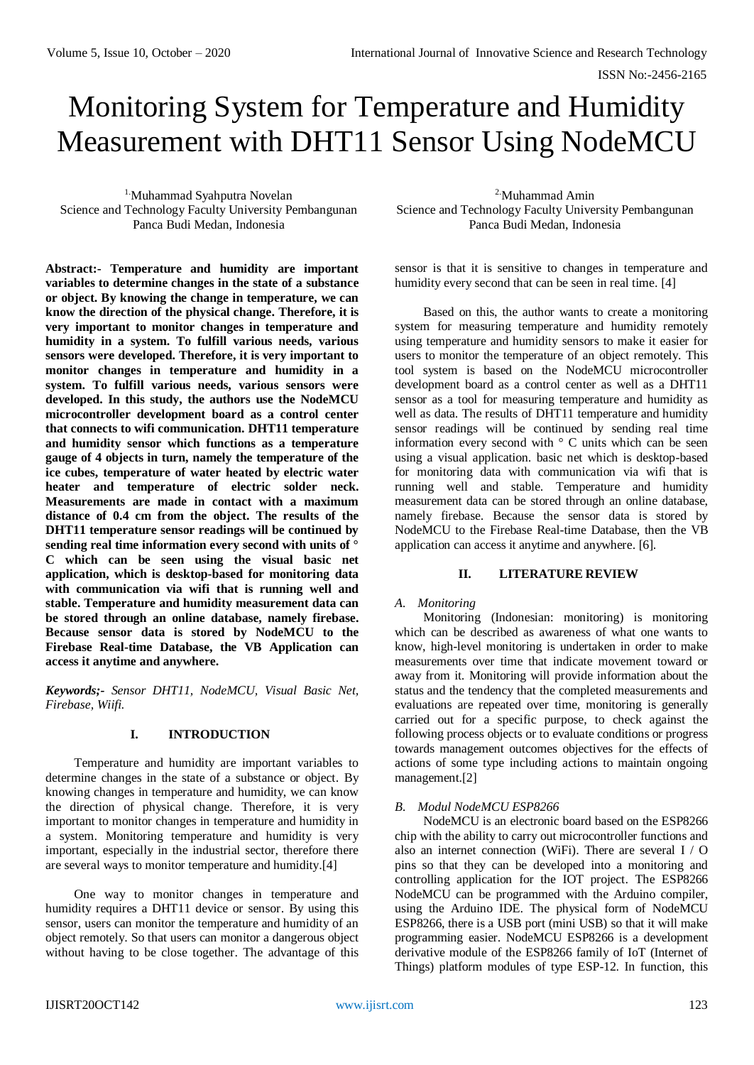# Monitoring System for Temperature and Humidity Measurement with DHT11 Sensor Using NodeMCU

[1.]Muhammad Syahputra Novelan
Science and Technology Faculty University Pembangunan Panca Budi Medan, Indonesia

[2.]Muhammad Amin
Science and Technology Faculty University Pembangunan Panca Budi Medan, Indonesia

**Abstract:- Temperature and humidity are important variables to determine changes in the state of a substance or object. By knowing the change in temperature, we can know the direction of the physical change. Therefore, it is very important to monitor changes in temperature and humidity in a system. To fulfill various needs, various sensors were developed. Therefore, it is very important to monitor changes in temperature and humidity in a system. To fulfill various needs, various sensors were developed. In this study, the authors use the NodeMCU microcontroller development board as a control center that connects to wifi communication. DHT11 temperature and humidity sensor which functions as a temperature gauge of 4 objects in turn, namely the temperature of the ice cubes, temperature of water heated by electric water heater and temperature of electric solder neck. Measurements are made in contact with a maximum distance of 0.4 cm from the object. The results of the DHT11 temperature sensor readings will be continued by sending real time information every second with units of ° C which can be seen using the visual basic net application, which is desktop-based for monitoring data with communication via wifi that is running well and stable. Temperature and humidity measurement data can be stored through an online database, namely firebase. Because sensor data is stored by NodeMCU to the Firebase Real-time Database, the VB Application can access it anytime and anywhere.**

***Keywords;-*** *Sensor DHT11, NodeMCU, Visual Basic Net, Firebase, Wiifi.*

## I. INTRODUCTION

Temperature and humidity are important variables to determine changes in the state of a substance or object. By knowing changes in temperature and humidity, we can know the direction of physical change. Therefore, it is very important to monitor changes in temperature and humidity in a system. Monitoring temperature and humidity is very important, especially in the industrial sector, therefore there are several ways to monitor temperature and humidity.[4]

One way to monitor changes in temperature and humidity requires a DHT11 device or sensor. By using this sensor, users can monitor the temperature and humidity of an object remotely. So that users can monitor a dangerous object without having to be close together. The advantage of this sensor is that it is sensitive to changes in temperature and humidity every second that can be seen in real time. [4]

Based on this, the author wants to create a monitoring system for measuring temperature and humidity remotely using temperature and humidity sensors to make it easier for users to monitor the temperature of an object remotely. This tool system is based on the NodeMCU microcontroller development board as a control center as well as a DHT11 sensor as a tool for measuring temperature and humidity as well as data. The results of DHT11 temperature and humidity sensor readings will be continued by sending real time information every second with ° C units which can be seen using a visual application. basic net which is desktop-based for monitoring data with communication via wifi that is running well and stable. Temperature and humidity measurement data can be stored through an online database, namely firebase. Because the sensor data is stored by NodeMCU to the Firebase Real-time Database, then the VB application can access it anytime and anywhere. [6].

## II. LITERATURE REVIEW

### *A. Monitoring*

Monitoring (Indonesian: monitoring) is monitoring which can be described as awareness of what one wants to know, high-level monitoring is undertaken in order to make measurements over time that indicate movement toward or away from it. Monitoring will provide information about the status and the tendency that the completed measurements and evaluations are repeated over time, monitoring is generally carried out for a specific purpose, to check against the following process objects or to evaluate conditions or progress towards management outcomes objectives for the effects of actions of some type including actions to maintain ongoing management.[2]

### *B. Modul NodeMCU ESP8266*

NodeMCU is an electronic board based on the ESP8266 chip with the ability to carry out microcontroller functions and also an internet connection (WiFi). There are several I / O pins so that they can be developed into a monitoring and controlling application for the IOT project. The ESP8266 NodeMCU can be programmed with the Arduino compiler, using the Arduino IDE. The physical form of NodeMCU ESP8266, there is a USB port (mini USB) so that it will make programming easier. NodeMCU ESP8266 is a development derivative module of the ESP8266 family of IoT (Internet of Things) platform modules of type ESP-12. In function, this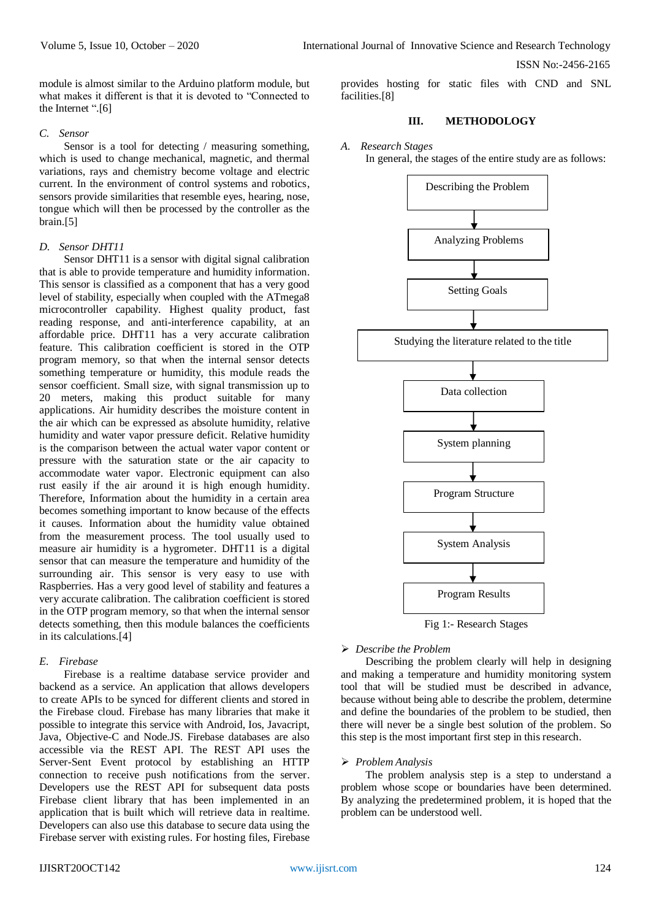module is almost similar to the Arduino platform module, but what makes it different is that it is devoted to "Connected to the Internet ".[6]

### C. Sensor

Sensor is a tool for detecting / measuring something, which is used to change mechanical, magnetic, and thermal variations, rays and chemistry become voltage and electric current. In the environment of control systems and robotics, sensors provide similarities that resemble eyes, hearing, nose, tongue which will then be processed by the controller as the brain.[5]

### D. Sensor DHT11

Sensor DHT11 is a sensor with digital signal calibration that is able to provide temperature and humidity information. This sensor is classified as a component that has a very good level of stability, especially when coupled with the ATmega8 microcontroller capability. Highest quality product, fast reading response, and anti-interference capability, at an affordable price. DHT11 has a very accurate calibration feature. This calibration coefficient is stored in the OTP program memory, so that when the internal sensor detects something temperature or humidity, this module reads the sensor coefficient. Small size, with signal transmission up to 20 meters, making this product suitable for many applications. Air humidity describes the moisture content in the air which can be expressed as absolute humidity, relative humidity and water vapor pressure deficit. Relative humidity is the comparison between the actual water vapor content or pressure with the saturation state or the air capacity to accommodate water vapor. Electronic equipment can also rust easily if the air around it is high enough humidity. Therefore, Information about the humidity in a certain area becomes something important to know because of the effects it causes. Information about the humidity value obtained from the measurement process. The tool usually used to measure air humidity is a hygrometer. DHT11 is a digital sensor that can measure the temperature and humidity of the surrounding air. This sensor is very easy to use with Raspberries. Has a very good level of stability and features a very accurate calibration. The calibration coefficient is stored in the OTP program memory, so that when the internal sensor detects something, then this module balances the coefficients in its calculations.[4]

### E. Firebase

Firebase is a realtime database service provider and backend as a service. An application that allows developers to create APIs to be synced for different clients and stored in the Firebase cloud. Firebase has many libraries that make it possible to integrate this service with Android, Ios, Javacript, Java, Objective-C and Node.JS. Firebase databases are also accessible via the REST API. The REST API uses the Server-Sent Event protocol by establishing an HTTP connection to receive push notifications from the server. Developers use the REST API for subsequent data posts Firebase client library that has been implemented in an application that is built which will retrieve data in realtime. Developers can also use this database to secure data using the Firebase server with existing rules. For hosting files, Firebase provides hosting for static files with CND and SNL facilities.[8]

## III. METHODOLOGY

### A. Research Stages

In general, the stages of the entire study are as follows:

Describing the Problem → Analyzing Problems → Setting Goals → Studying the literature related to the title → Data collection → System planning → Program Structure → System Analysis → Program Results

Fig 1:- Research Stages

➢ *Describe the Problem*

Describing the problem clearly will help in designing and making a temperature and humidity monitoring system tool that will be studied must be described in advance, because without being able to describe the problem, determine and define the boundaries of the problem to be studied, then there will never be a single best solution of the problem. So this step is the most important first step in this research.

➢ *Problem Analysis*

The problem analysis step is a step to understand a problem whose scope or boundaries have been determined. By analyzing the predetermined problem, it is hoped that the problem can be understood well.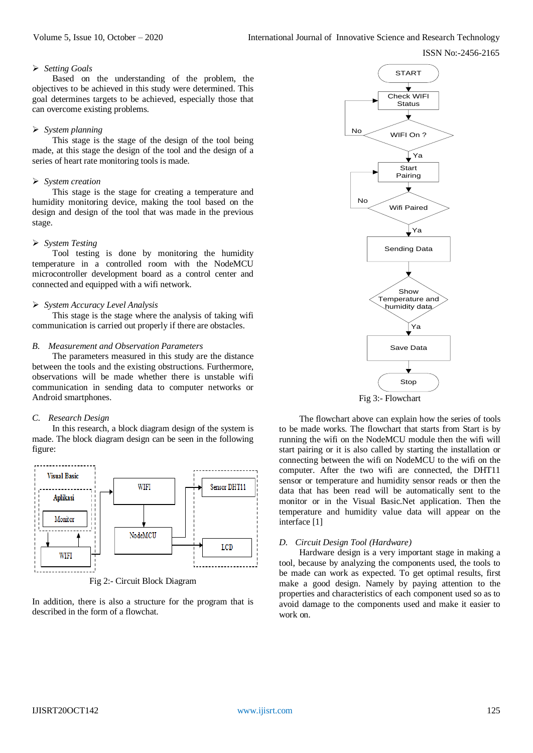- *Setting Goals*

Based on the understanding of the problem, the objectives to be achieved in this study were determined. This goal determines targets to be achieved, especially those that can overcome existing problems.

- *System planning*

This stage is the stage of the design of the tool being made, at this stage the design of the tool and the design of a series of heart rate monitoring tools is made.

- *System creation*

This stage is the stage for creating a temperature and humidity monitoring device, making the tool based on the design and design of the tool that was made in the previous stage.

- *System Testing*

Tool testing is done by monitoring the humidity temperature in a controlled room with the NodeMCU microcontroller development board as a control center and connected and equipped with a wifi network.

- *System Accuracy Level Analysis*

This stage is the stage where the analysis of taking wifi communication is carried out properly if there are obstacles.

### *B. Measurement and Observation Parameters*

The parameters measured in this study are the distance between the tools and the existing obstructions. Furthermore, observations will be made whether there is unstable wifi communication in sending data to computer networks or Android smartphones.

### *C. Research Design*

In this research, a block diagram design of the system is made. The block diagram design can be seen in the following figure:

Visual Basic

Aplikasi

Monitor

WIFI

WIFI

NodeMCU

Sensor DHT11

LCD

Fig 2:- Circuit Block Diagram

In addition, there is also a structure for the program that is described in the form of a flowchart.

START

Check WIFI Status

WIFI On ?

No

Ya

Start Pairing

Wifi Paired

No

Ya

Sending Data

Show Temperature and humidity data

Ya

Save Data

Stop

Fig 3:- Flowchart

The flowchart above can explain how the series of tools to be made works. The flowchart that starts from Start is by running the wifi on the NodeMCU module then the wifi will start pairing or it is also called by starting the installation or connecting between the wifi on NodeMCU to the wifi on the computer. After the two wifi are connected, the DHT11 sensor or temperature and humidity sensor reads or then the data that has been read will be automatically sent to the monitor or in the Visual Basic.Net application. Then the temperature and humidity value data will appear on the interface [1]

### *D. Circuit Design Tool (Hardware)*

Hardware design is a very important stage in making a tool, because by analyzing the components used, the tools to be made can work as expected. To get optimal results, first make a good design. Namely by paying attention to the properties and characteristics of each component used so as to avoid damage to the components used and make it easier to work on.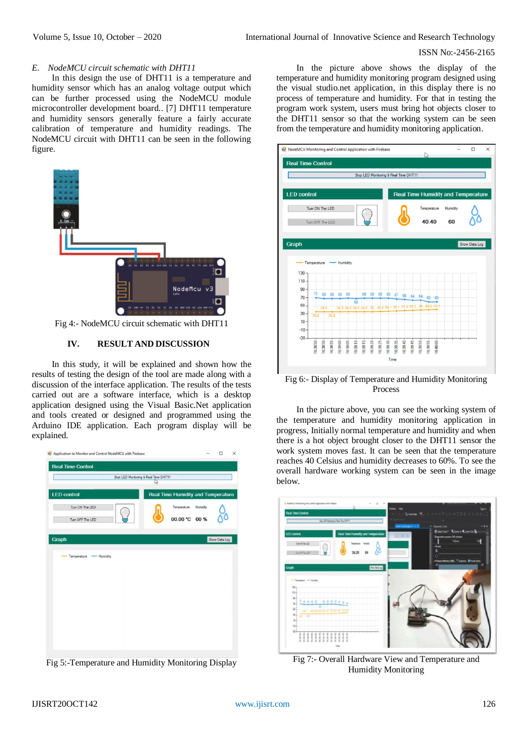*E. NodeMCU circuit schematic with DHT11*

In this design the use of DHT11 is a temperature and humidity sensor which has an analog voltage output which can be further processed using the NodeMCU module microcontroller development board.. [7] DHT11 temperature and humidity sensors generally feature a fairly accurate calibration of temperature and humidity readings. The NodeMCU circuit with DHT11 can be seen in the following figure.

Fig 4:- NodeMCU circuit schematic with DHT11

## IV. RESULT AND DISCUSSION

In this study, it will be explained and shown how the results of testing the design of the tool are made along with a discussion of the interface application. The results of the tests carried out are a software interface, which is a desktop application designed using the Visual Basic.Net application and tools created or designed and programmed using the Arduino IDE application. Each program display will be explained.

Fig 5:-Temperature and Humidity Monitoring Display

In the picture above shows the display of the temperature and humidity monitoring program designed using the visual studio.net application, in this display there is no process of temperature and humidity. For that in testing the program work system, users must bring hot objects closer to the DHT11 sensor so that the working system can be seen from the temperature and humidity monitoring application.

Fig 6:- Display of Temperature and Humidity Monitoring Process

In the picture above, you can see the working system of the temperature and humidity monitoring application in progress, Initially normal temperature and humidity and when there is a hot object brought closer to the DHT11 sensor the work system moves fast. It can be seen that the temperature reaches 40 Celsius and humidity decreases to 60%. To see the overall hardware working system can be seen in the image below.

Fig 7:- Overall Hardware View and Temperature and Humidity Monitoring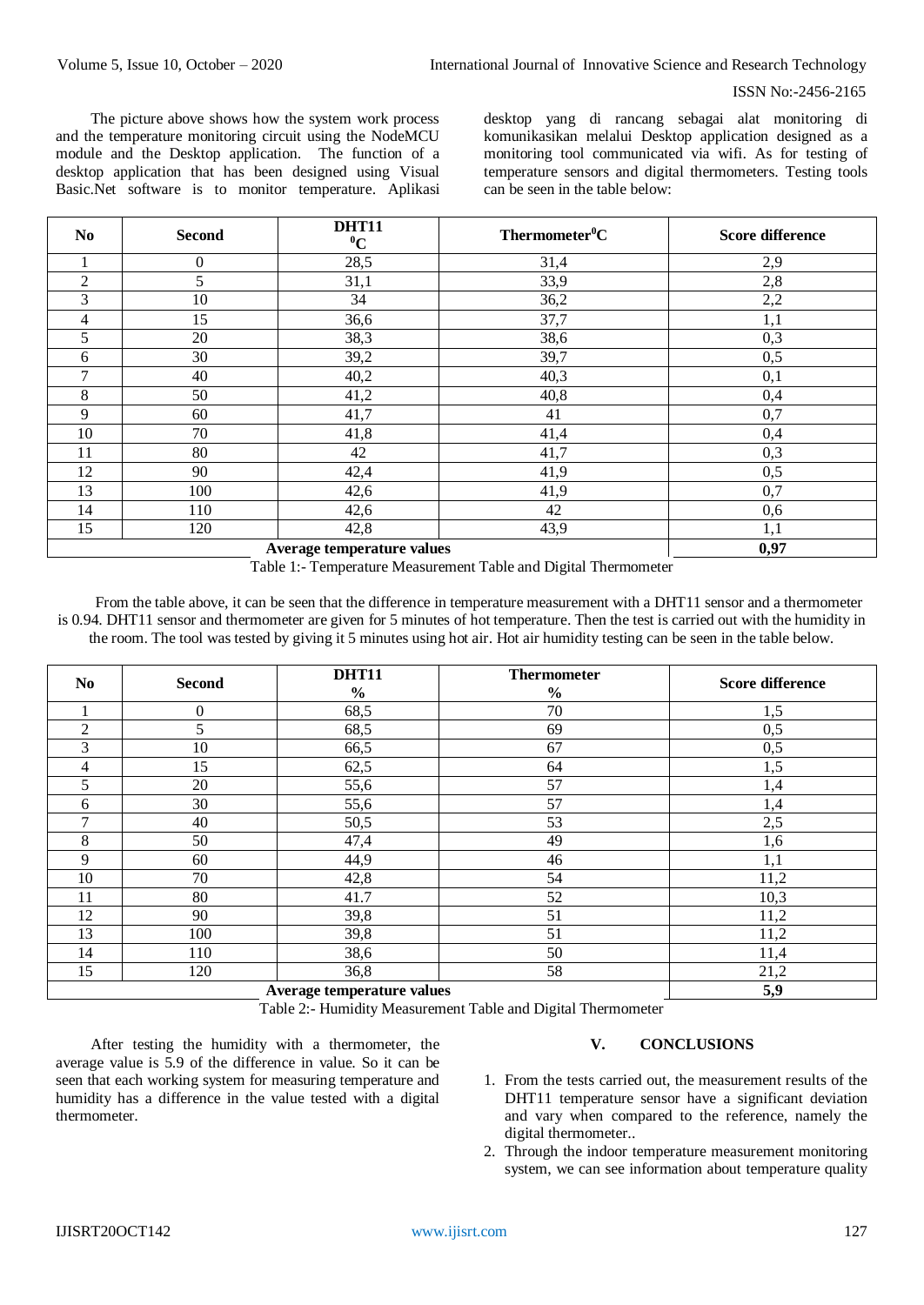The picture above shows how the system work process and the temperature monitoring circuit using the NodeMCU module and the Desktop application. The function of a desktop application that has been designed using Visual Basic.Net software is to monitor temperature. Aplikasi desktop yang di rancang sebagai alat monitoring di komunikasikan melalui Desktop application designed as a monitoring tool communicated via wifi. As for testing of temperature sensors and digital thermometers. Testing tools can be seen in the table below:

| No | Second | DHT11 $^0$C | Thermometer$^0$C | Score difference |
|---|---|---|---|---|
| 1 | 0 | 28,5 | 31,4 | 2,9 |
| 2 | 5 | 31,1 | 33,9 | 2,8 |
| 3 | 10 | 34 | 36,2 | 2,2 |
| 4 | 15 | 36,6 | 37,7 | 1,1 |
| 5 | 20 | 38,3 | 38,6 | 0,3 |
| 6 | 30 | 39,2 | 39,7 | 0,5 |
| 7 | 40 | 40,2 | 40,3 | 0,1 |
| 8 | 50 | 41,2 | 40,8 | 0,4 |
| 9 | 60 | 41,7 | 41 | 0,7 |
| 10 | 70 | 41,8 | 41,4 | 0,4 |
| 11 | 80 | 42 | 41,7 | 0,3 |
| 12 | 90 | 42,4 | 41,9 | 0,5 |
| 13 | 100 | 42,6 | 41,9 | 0,7 |
| 14 | 110 | 42,6 | 42 | 0,6 |
| 15 | 120 | 42,8 | 43,9 | 1,1 |
| **Average temperature values** | | | | **0,97** |

Table 1:- Temperature Measurement Table and Digital Thermometer

From the table above, it can be seen that the difference in temperature measurement with a DHT11 sensor and a thermometer is 0.94. DHT11 sensor and thermometer are given for 5 minutes of hot temperature. Then the test is carried out with the humidity in the room. The tool was tested by giving it 5 minutes using hot air. Hot air humidity testing can be seen in the table below.

| No | Second | DHT11 % | Thermometer % | Score difference |
|---|---|---|---|---|
| 1 | 0 | 68,5 | 70 | 1,5 |
| 2 | 5 | 68,5 | 69 | 0,5 |
| 3 | 10 | 66,5 | 67 | 0,5 |
| 4 | 15 | 62,5 | 64 | 1,5 |
| 5 | 20 | 55,6 | 57 | 1,4 |
| 6 | 30 | 55,6 | 57 | 1,4 |
| 7 | 40 | 50,5 | 53 | 2,5 |
| 8 | 50 | 47,4 | 49 | 1,6 |
| 9 | 60 | 44,9 | 46 | 1,1 |
| 10 | 70 | 42,8 | 54 | 11,2 |
| 11 | 80 | 41.7 | 52 | 10,3 |
| 12 | 90 | 39,8 | 51 | 11,2 |
| 13 | 100 | 39,8 | 51 | 11,2 |
| 14 | 110 | 38,6 | 50 | 11,4 |
| 15 | 120 | 36,8 | 58 | 21,2 |
| **Average temperature values** | | | | **5,9** |

Table 2:- Humidity Measurement Table and Digital Thermometer

After testing the humidity with a thermometer, the average value is 5.9 of the difference in value. So it can be seen that each working system for measuring temperature and humidity has a difference in the value tested with a digital thermometer.

## V. CONCLUSIONS

1. From the tests carried out, the measurement results of the DHT11 temperature sensor have a significant deviation and vary when compared to the reference, namely the digital thermometer..
2. Through the indoor temperature measurement monitoring system, we can see information about temperature quality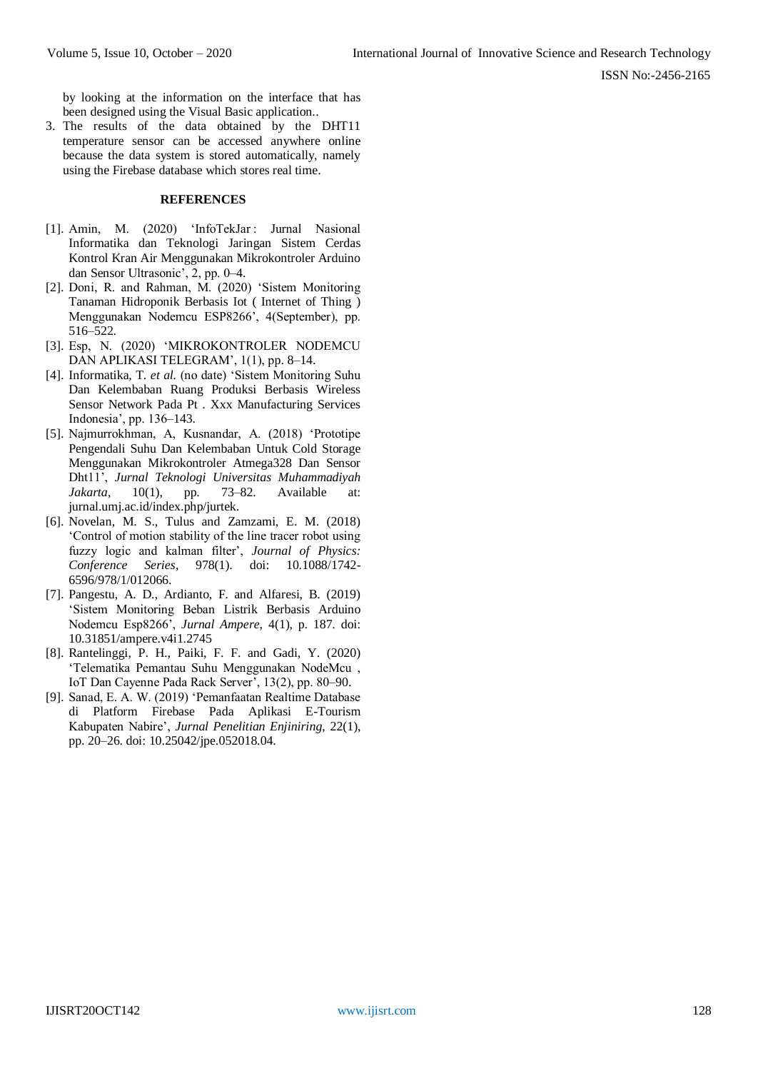by looking at the information on the interface that has been designed using the Visual Basic application..

3. The results of the data obtained by the DHT11 temperature sensor can be accessed anywhere online because the data system is stored automatically, namely using the Firebase database which stores real time.

## REFERENCES

[1]. Amin, M. (2020) 'InfoTekJar : Jurnal Nasional Informatika dan Teknologi Jaringan Sistem Cerdas Kontrol Kran Air Menggunakan Mikrokontroler Arduino dan Sensor Ultrasonic', 2, pp. 0–4.

[2]. Doni, R. and Rahman, M. (2020) 'Sistem Monitoring Tanaman Hidroponik Berbasis Iot ( Internet of Thing ) Menggunakan Nodemcu ESP8266', 4(September), pp. 516–522.

[3]. Esp, N. (2020) 'MIKROKONTROLER NODEMCU DAN APLIKASI TELEGRAM', 1(1), pp. 8–14.

[4]. Informatika, T. *et al.* (no date) 'Sistem Monitoring Suhu Dan Kelembaban Ruang Produksi Berbasis Wireless Sensor Network Pada Pt . Xxx Manufacturing Services Indonesia', pp. 136–143.

[5]. Najmurrokhman, A, Kusnandar, A. (2018) 'Prototipe Pengendali Suhu Dan Kelembaban Untuk Cold Storage Menggunakan Mikrokontroler Atmega328 Dan Sensor Dht11', *Jurnal Teknologi Universitas Muhammadiyah Jakarta*, 10(1), pp. 73–82. Available at: jurnal.umj.ac.id/index.php/jurtek.

[6]. Novelan, M. S., Tulus and Zamzami, E. M. (2018) 'Control of motion stability of the line tracer robot using fuzzy logic and kalman filter', *Journal of Physics: Conference Series*, 978(1). doi: 10.1088/1742-6596/978/1/012066.

[7]. Pangestu, A. D., Ardianto, F. and Alfaresi, B. (2019) 'Sistem Monitoring Beban Listrik Berbasis Arduino Nodemcu Esp8266', *Jurnal Ampere*, 4(1), p. 187. doi: 10.31851/ampere.v4i1.2745

[8]. Rantelinggi, P. H., Paiki, F. F. and Gadi, Y. (2020) 'Telematika Pemantau Suhu Menggunakan NodeMcu , IoT Dan Cayenne Pada Rack Server', 13(2), pp. 80–90.

[9]. Sanad, E. A. W. (2019) 'Pemanfaatan Realtime Database di Platform Firebase Pada Aplikasi E-Tourism Kabupaten Nabire', *Jurnal Penelitian Enjiniring*, 22(1), pp. 20–26. doi: 10.25042/jpe.052018.04.